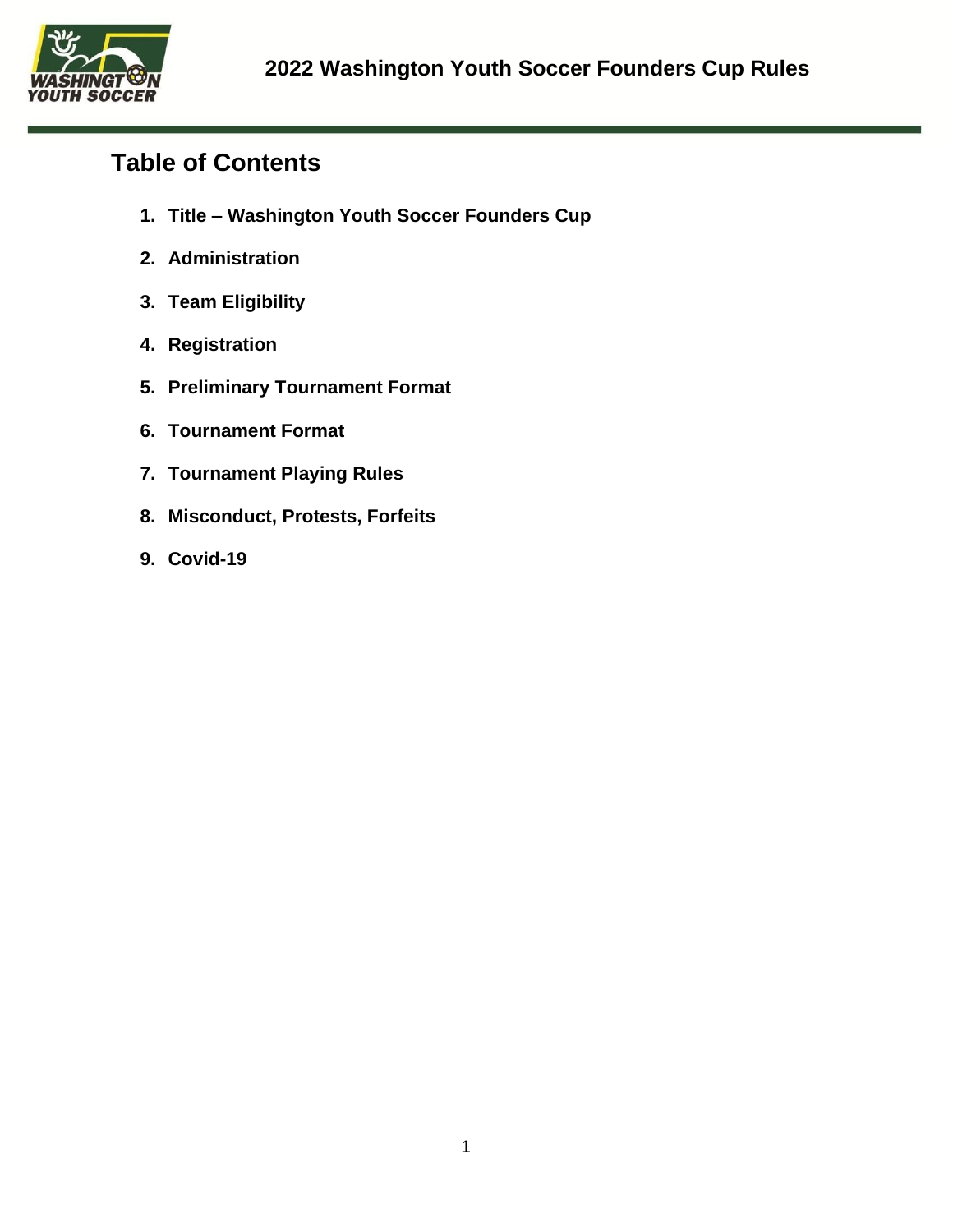# 2022 Washington Youth Soccer Founders Cup Rules

## Table of Contents

1. **Title – Washington Youth Soccer Founders Cup**
2. **Administration**
3. **Team Eligibility**
4. **Registration**
5. **Preliminary Tournament Format**
6. **Tournament Format**
7. **Tournament Playing Rules**
8. **Misconduct, Protests, Forfeits**
9. **Covid-19**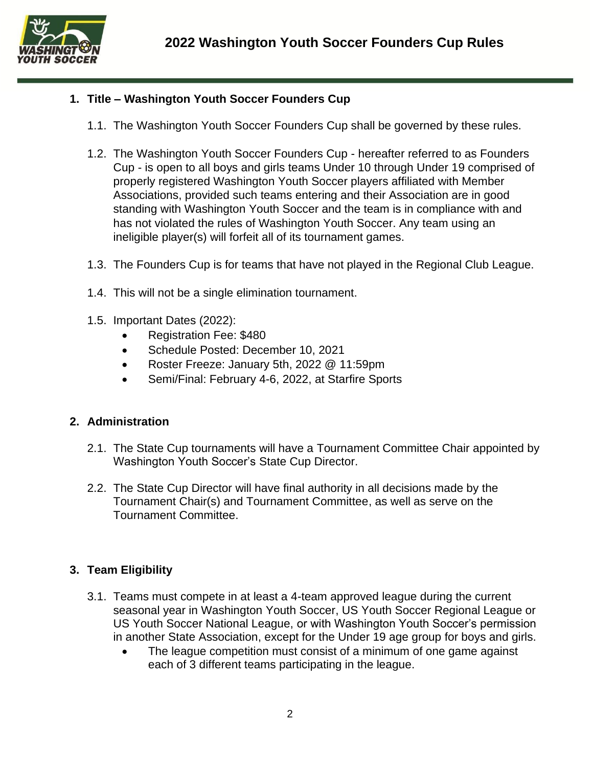# 2022 Washington Youth Soccer Founders Cup Rules

## 1. Title – Washington Youth Soccer Founders Cup

1.1. The Washington Youth Soccer Founders Cup shall be governed by these rules.

1.2. The Washington Youth Soccer Founders Cup - hereafter referred to as Founders Cup - is open to all boys and girls teams Under 10 through Under 19 comprised of properly registered Washington Youth Soccer players affiliated with Member Associations, provided such teams entering and their Association are in good standing with Washington Youth Soccer and the team is in compliance with and has not violated the rules of Washington Youth Soccer. Any team using an ineligible player(s) will forfeit all of its tournament games.

1.3. The Founders Cup is for teams that have not played in the Regional Club League.

1.4. This will not be a single elimination tournament.

1.5. Important Dates (2022):

- Registration Fee: $480
- Schedule Posted: December 10, 2021
- Roster Freeze: January 5th, 2022 @ 11:59pm
- Semi/Final: February 4-6, 2022, at Starfire Sports

## 2. Administration

2.1. The State Cup tournaments will have a Tournament Committee Chair appointed by Washington Youth Soccer's State Cup Director.

2.2. The State Cup Director will have final authority in all decisions made by the Tournament Chair(s) and Tournament Committee, as well as serve on the Tournament Committee.

## 3. Team Eligibility

3.1. Teams must compete in at least a 4-team approved league during the current seasonal year in Washington Youth Soccer, US Youth Soccer Regional League or US Youth Soccer National League, or with Washington Youth Soccer's permission in another State Association, except for the Under 19 age group for boys and girls.

- The league competition must consist of a minimum of one game against each of 3 different teams participating in the league.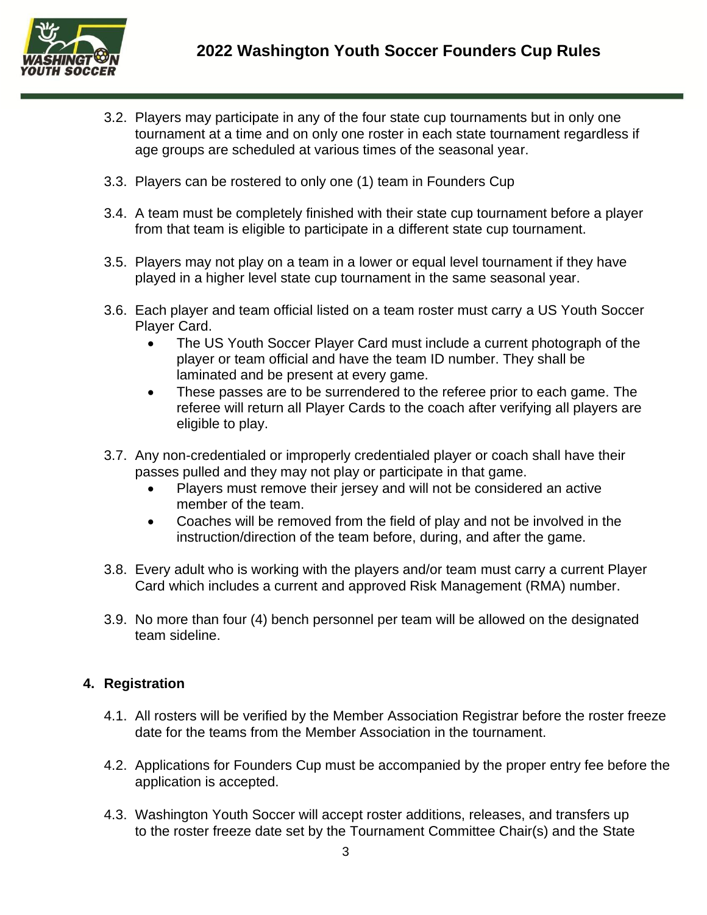3.2. Players may participate in any of the four state cup tournaments but in only one tournament at a time and on only one roster in each state tournament regardless if age groups are scheduled at various times of the seasonal year.

3.3. Players can be rostered to only one (1) team in Founders Cup

3.4. A team must be completely finished with their state cup tournament before a player from that team is eligible to participate in a different state cup tournament.

3.5. Players may not play on a team in a lower or equal level tournament if they have played in a higher level state cup tournament in the same seasonal year.

3.6. Each player and team official listed on a team roster must carry a US Youth Soccer Player Card.
- The US Youth Soccer Player Card must include a current photograph of the player or team official and have the team ID number. They shall be laminated and be present at every game.
- These passes are to be surrendered to the referee prior to each game. The referee will return all Player Cards to the coach after verifying all players are eligible to play.

3.7. Any non-credentialed or improperly credentialed player or coach shall have their passes pulled and they may not play or participate in that game.
- Players must remove their jersey and will not be considered an active member of the team.
- Coaches will be removed from the field of play and not be involved in the instruction/direction of the team before, during, and after the game.

3.8. Every adult who is working with the players and/or team must carry a current Player Card which includes a current and approved Risk Management (RMA) number.

3.9. No more than four (4) bench personnel per team will be allowed on the designated team sideline.

## 4. Registration

4.1. All rosters will be verified by the Member Association Registrar before the roster freeze date for the teams from the Member Association in the tournament.

4.2. Applications for Founders Cup must be accompanied by the proper entry fee before the application is accepted.

4.3. Washington Youth Soccer will accept roster additions, releases, and transfers up to the roster freeze date set by the Tournament Committee Chair(s) and the State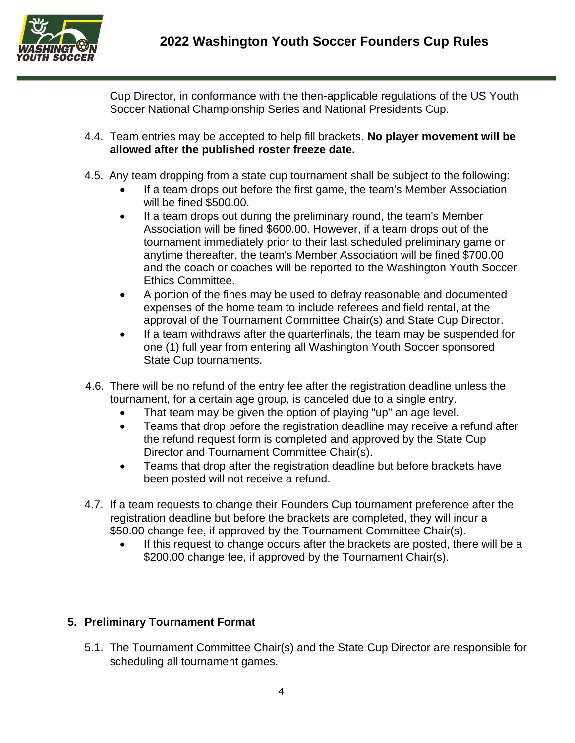Cup Director, in conformance with the then-applicable regulations of the US Youth Soccer National Championship Series and National Presidents Cup.

4.4. Team entries may be accepted to help fill brackets. **No player movement will be allowed after the published roster freeze date.**

4.5. Any team dropping from a state cup tournament shall be subject to the following:

- If a team drops out before the first game, the team's Member Association will be fined $500.00.
- If a team drops out during the preliminary round, the team's Member Association will be fined $600.00. However, if a team drops out of the tournament immediately prior to their last scheduled preliminary game or anytime thereafter, the team's Member Association will be fined $700.00 and the coach or coaches will be reported to the Washington Youth Soccer Ethics Committee.
- A portion of the fines may be used to defray reasonable and documented expenses of the home team to include referees and field rental, at the approval of the Tournament Committee Chair(s) and State Cup Director.
- If a team withdraws after the quarterfinals, the team may be suspended for one (1) full year from entering all Washington Youth Soccer sponsored State Cup tournaments.

4.6. There will be no refund of the entry fee after the registration deadline unless the tournament, for a certain age group, is canceled due to a single entry.

- That team may be given the option of playing "up" an age level.
- Teams that drop before the registration deadline may receive a refund after the refund request form is completed and approved by the State Cup Director and Tournament Committee Chair(s).
- Teams that drop after the registration deadline but before brackets have been posted will not receive a refund.

4.7. If a team requests to change their Founders Cup tournament preference after the registration deadline but before the brackets are completed, they will incur a $50.00 change fee, if approved by the Tournament Committee Chair(s).

- If this request to change occurs after the brackets are posted, there will be a $200.00 change fee, if approved by the Tournament Chair(s).

## 5. Preliminary Tournament Format

5.1. The Tournament Committee Chair(s) and the State Cup Director are responsible for scheduling all tournament games.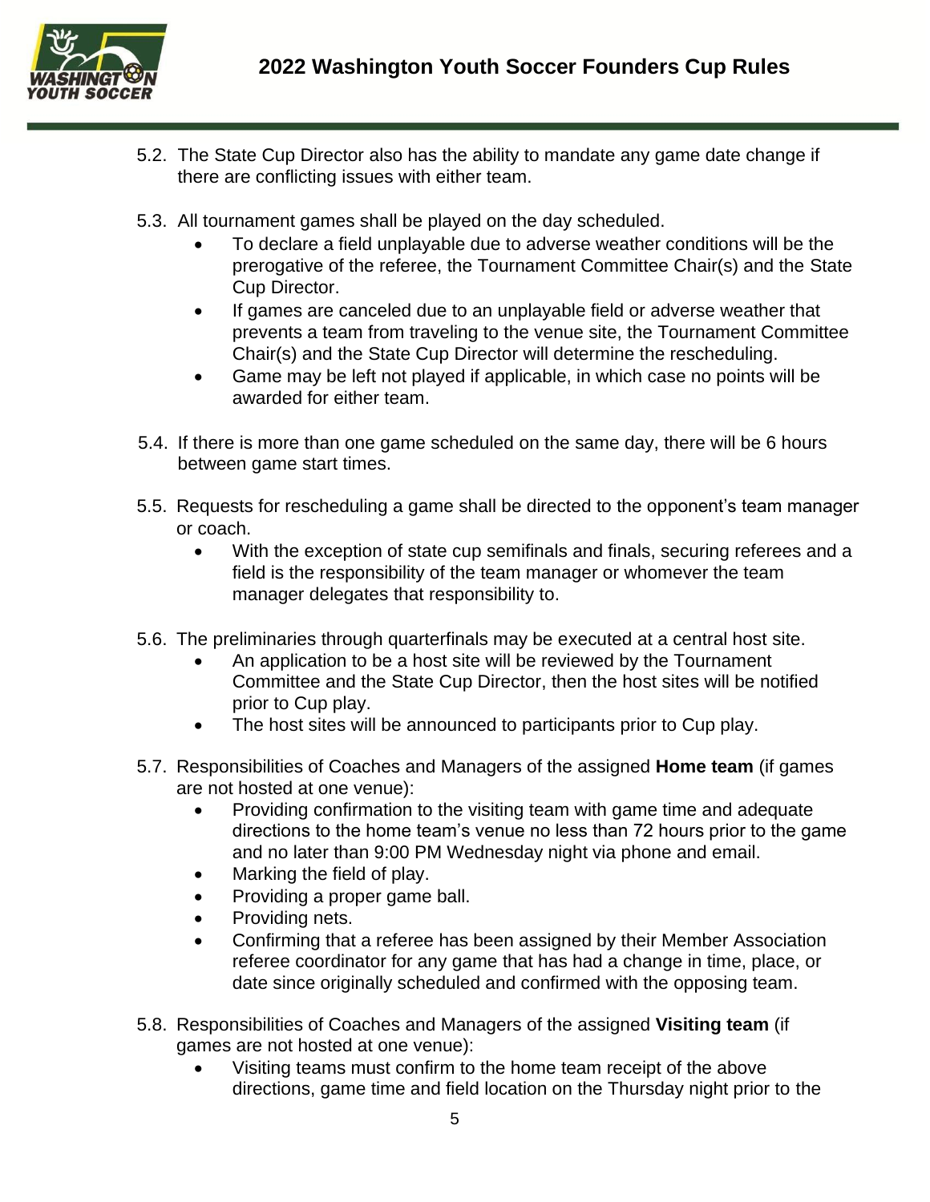5.2. The State Cup Director also has the ability to mandate any game date change if there are conflicting issues with either team.

5.3. All tournament games shall be played on the day scheduled.
- To declare a field unplayable due to adverse weather conditions will be the prerogative of the referee, the Tournament Committee Chair(s) and the State Cup Director.
- If games are canceled due to an unplayable field or adverse weather that prevents a team from traveling to the venue site, the Tournament Committee Chair(s) and the State Cup Director will determine the rescheduling.
- Game may be left not played if applicable, in which case no points will be awarded for either team.

5.4. If there is more than one game scheduled on the same day, there will be 6 hours between game start times.

5.5. Requests for rescheduling a game shall be directed to the opponent's team manager or coach.
- With the exception of state cup semifinals and finals, securing referees and a field is the responsibility of the team manager or whomever the team manager delegates that responsibility to.

5.6. The preliminaries through quarterfinals may be executed at a central host site.
- An application to be a host site will be reviewed by the Tournament Committee and the State Cup Director, then the host sites will be notified prior to Cup play.
- The host sites will be announced to participants prior to Cup play.

5.7. Responsibilities of Coaches and Managers of the assigned **Home team** (if games are not hosted at one venue):
- Providing confirmation to the visiting team with game time and adequate directions to the home team's venue no less than 72 hours prior to the game and no later than 9:00 PM Wednesday night via phone and email.
- Marking the field of play.
- Providing a proper game ball.
- Providing nets.
- Confirming that a referee has been assigned by their Member Association referee coordinator for any game that has had a change in time, place, or date since originally scheduled and confirmed with the opposing team.

5.8. Responsibilities of Coaches and Managers of the assigned **Visiting team** (if games are not hosted at one venue):
- Visiting teams must confirm to the home team receipt of the above directions, game time and field location on the Thursday night prior to the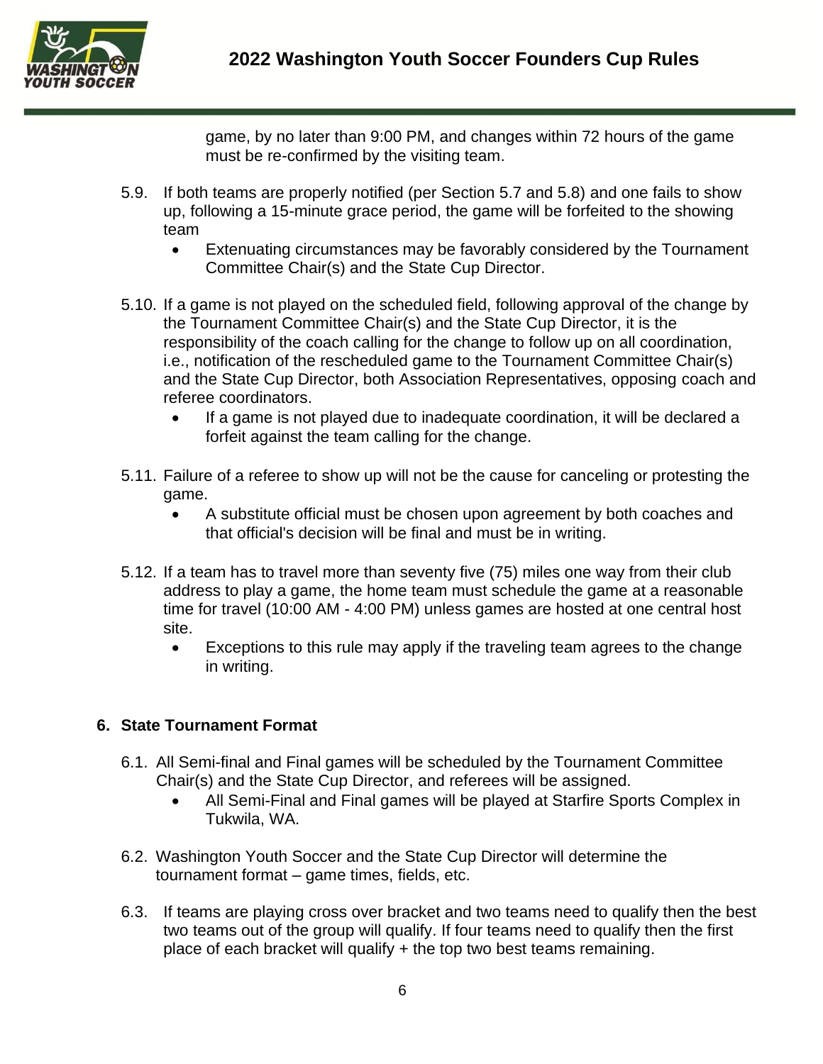game, by no later than 9:00 PM, and changes within 72 hours of the game must be re-confirmed by the visiting team.

5.9. If both teams are properly notified (per Section 5.7 and 5.8) and one fails to show up, following a 15-minute grace period, the game will be forfeited to the showing team

- Extenuating circumstances may be favorably considered by the Tournament Committee Chair(s) and the State Cup Director.

5.10. If a game is not played on the scheduled field, following approval of the change by the Tournament Committee Chair(s) and the State Cup Director, it is the responsibility of the coach calling for the change to follow up on all coordination, i.e., notification of the rescheduled game to the Tournament Committee Chair(s) and the State Cup Director, both Association Representatives, opposing coach and referee coordinators.

- If a game is not played due to inadequate coordination, it will be declared a forfeit against the team calling for the change.

5.11. Failure of a referee to show up will not be the cause for canceling or protesting the game.

- A substitute official must be chosen upon agreement by both coaches and that official's decision will be final and must be in writing.

5.12. If a team has to travel more than seventy five (75) miles one way from their club address to play a game, the home team must schedule the game at a reasonable time for travel (10:00 AM - 4:00 PM) unless games are hosted at one central host site.

- Exceptions to this rule may apply if the traveling team agrees to the change in writing.

## 6. State Tournament Format

6.1. All Semi-final and Final games will be scheduled by the Tournament Committee Chair(s) and the State Cup Director, and referees will be assigned.

- All Semi-Final and Final games will be played at Starfire Sports Complex in Tukwila, WA.

6.2. Washington Youth Soccer and the State Cup Director will determine the tournament format – game times, fields, etc.

6.3. If teams are playing cross over bracket and two teams need to qualify then the best two teams out of the group will qualify. If four teams need to qualify then the first place of each bracket will qualify + the top two best teams remaining.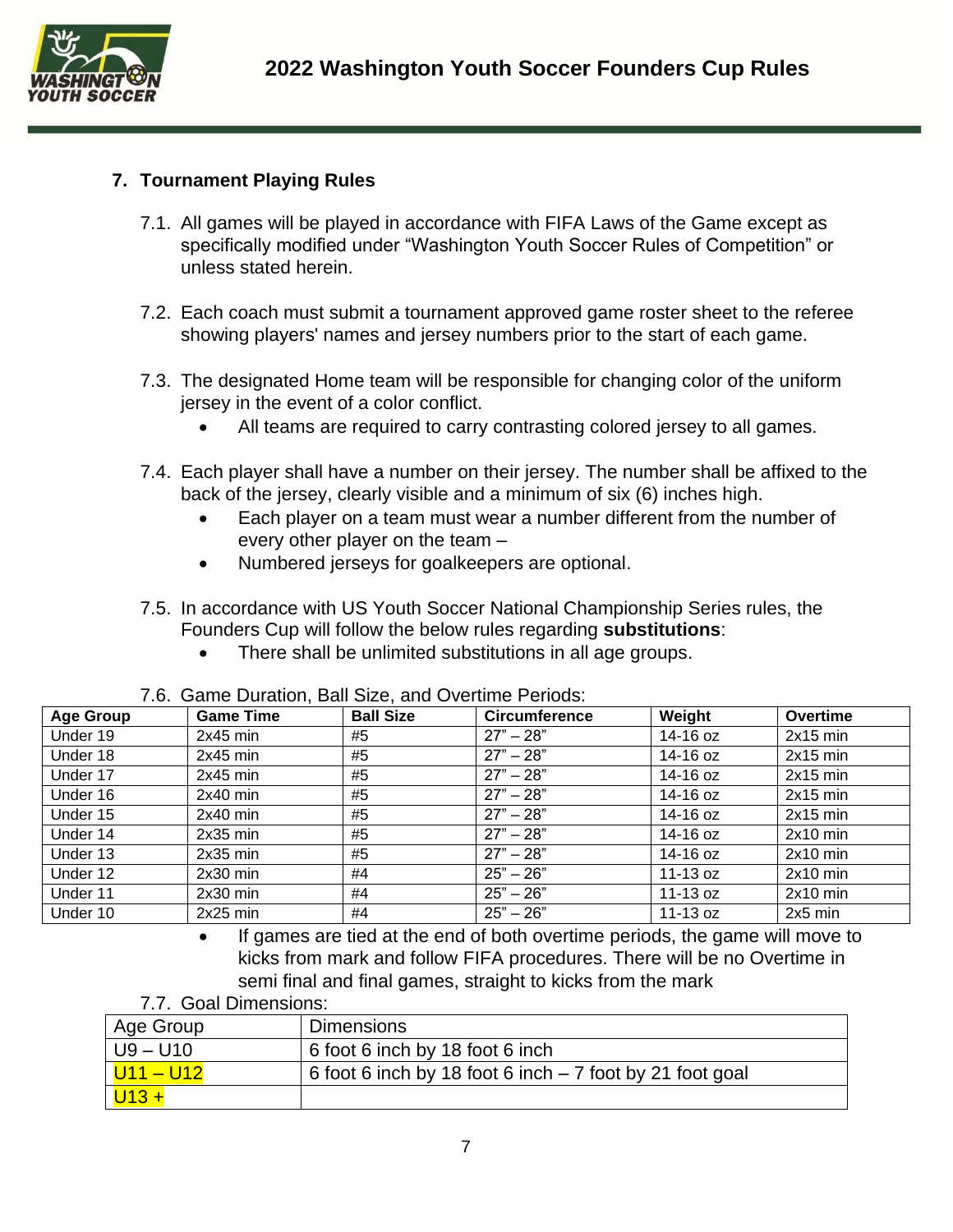## 7. Tournament Playing Rules

7.1. All games will be played in accordance with FIFA Laws of the Game except as specifically modified under "Washington Youth Soccer Rules of Competition" or unless stated herein.

7.2. Each coach must submit a tournament approved game roster sheet to the referee showing players' names and jersey numbers prior to the start of each game.

7.3. The designated Home team will be responsible for changing color of the uniform jersey in the event of a color conflict.

- All teams are required to carry contrasting colored jersey to all games.

7.4. Each player shall have a number on their jersey. The number shall be affixed to the back of the jersey, clearly visible and a minimum of six (6) inches high.

- Each player on a team must wear a number different from the number of every other player on the team –
- Numbered jerseys for goalkeepers are optional.

7.5. In accordance with US Youth Soccer National Championship Series rules, the Founders Cup will follow the below rules regarding **substitutions**:

- There shall be unlimited substitutions in all age groups.

7.6. Game Duration, Ball Size, and Overtime Periods:

| Age Group | Game Time | Ball Size | Circumference | Weight | Overtime |
|---|---|---|---|---|---|
| Under 19 | 2x45 min | #5 | 27" – 28" | 14-16 oz | 2x15 min |
| Under 18 | 2x45 min | #5 | 27" – 28" | 14-16 oz | 2x15 min |
| Under 17 | 2x45 min | #5 | 27" – 28" | 14-16 oz | 2x15 min |
| Under 16 | 2x40 min | #5 | 27" – 28" | 14-16 oz | 2x15 min |
| Under 15 | 2x40 min | #5 | 27" – 28" | 14-16 oz | 2x15 min |
| Under 14 | 2x35 min | #5 | 27" – 28" | 14-16 oz | 2x10 min |
| Under 13 | 2x35 min | #5 | 27" – 28" | 14-16 oz | 2x10 min |
| Under 12 | 2x30 min | #4 | 25" – 26" | 11-13 oz | 2x10 min |
| Under 11 | 2x30 min | #4 | 25" – 26" | 11-13 oz | 2x10 min |
| Under 10 | 2x25 min | #4 | 25" – 26" | 11-13 oz | 2x5 min |

- If games are tied at the end of both overtime periods, the game will move to kicks from mark and follow FIFA procedures. There will be no Overtime in semi final and final games, straight to kicks from the mark

7.7. Goal Dimensions:

| Age Group | Dimensions |
|---|---|
| U9 – U10 | 6 foot 6 inch by 18 foot 6 inch |
| U11 – U12 | 6 foot 6 inch by 18 foot 6 inch – 7 foot by 21 foot goal |
| U13 + | |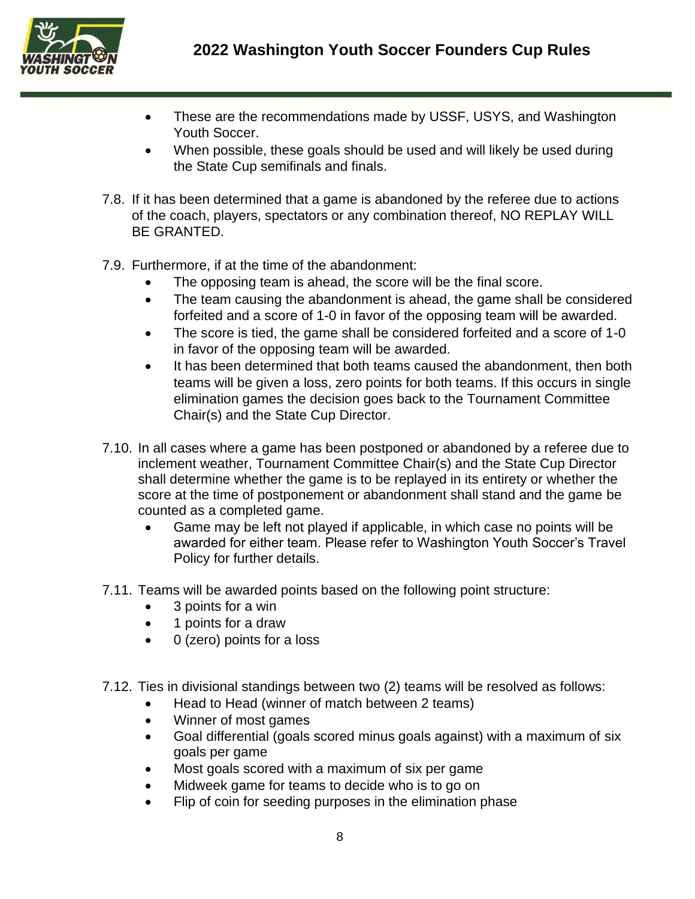- These are the recommendations made by USSF, USYS, and Washington Youth Soccer.
- When possible, these goals should be used and will likely be used during the State Cup semifinals and finals.

7.8. If it has been determined that a game is abandoned by the referee due to actions of the coach, players, spectators or any combination thereof, NO REPLAY WILL BE GRANTED.

7.9. Furthermore, if at the time of the abandonment:

- The opposing team is ahead, the score will be the final score.
- The team causing the abandonment is ahead, the game shall be considered forfeited and a score of 1-0 in favor of the opposing team will be awarded.
- The score is tied, the game shall be considered forfeited and a score of 1-0 in favor of the opposing team will be awarded.
- It has been determined that both teams caused the abandonment, then both teams will be given a loss, zero points for both teams. If this occurs in single elimination games the decision goes back to the Tournament Committee Chair(s) and the State Cup Director.

7.10. In all cases where a game has been postponed or abandoned by a referee due to inclement weather, Tournament Committee Chair(s) and the State Cup Director shall determine whether the game is to be replayed in its entirety or whether the score at the time of postponement or abandonment shall stand and the game be counted as a completed game.

- Game may be left not played if applicable, in which case no points will be awarded for either team. Please refer to Washington Youth Soccer's Travel Policy for further details.

7.11. Teams will be awarded points based on the following point structure:

- 3 points for a win
- 1 points for a draw
- 0 (zero) points for a loss

7.12. Ties in divisional standings between two (2) teams will be resolved as follows:

- Head to Head (winner of match between 2 teams)
- Winner of most games
- Goal differential (goals scored minus goals against) with a maximum of six goals per game
- Most goals scored with a maximum of six per game
- Midweek game for teams to decide who is to go on
- Flip of coin for seeding purposes in the elimination phase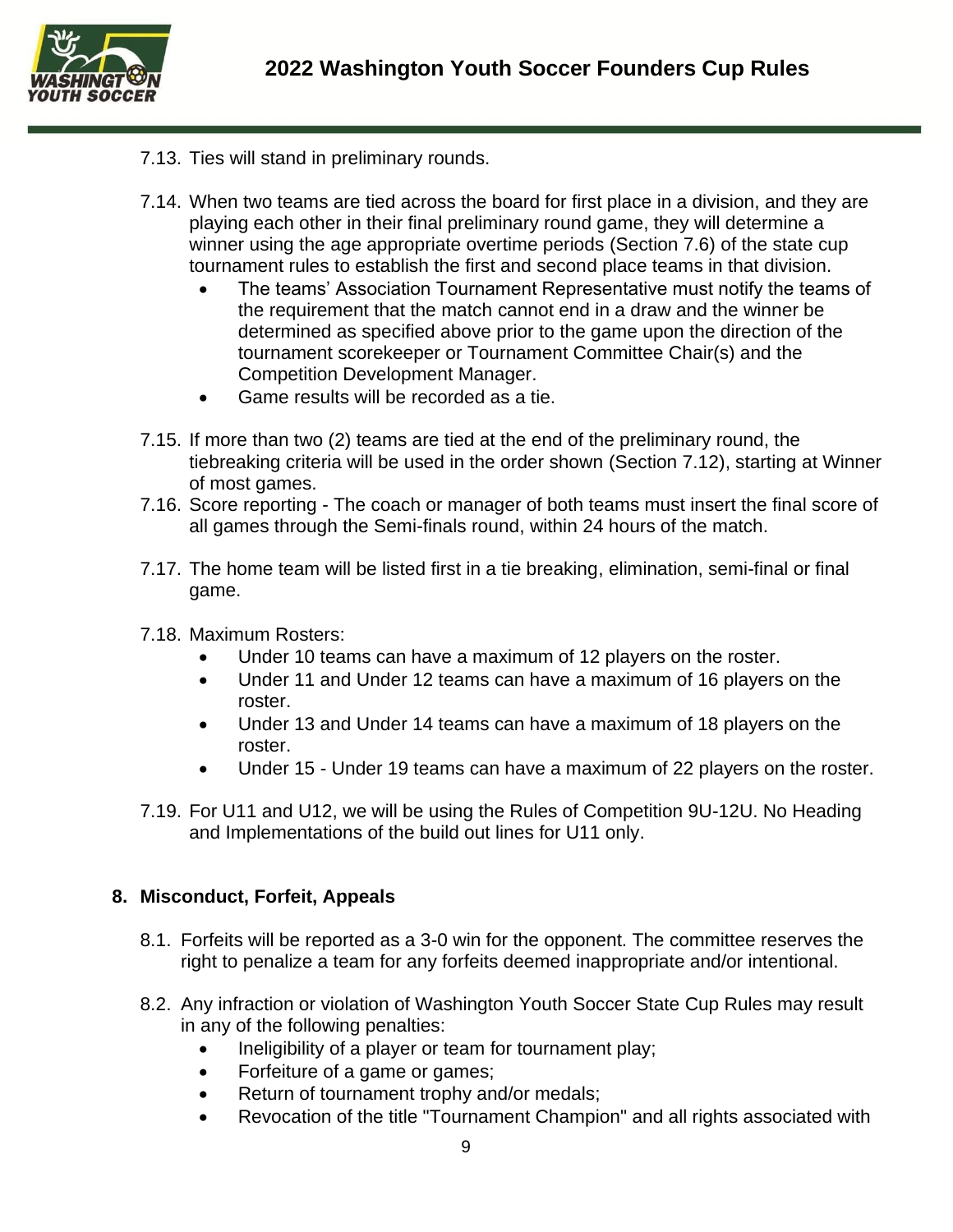7.13. Ties will stand in preliminary rounds.

7.14. When two teams are tied across the board for first place in a division, and they are playing each other in their final preliminary round game, they will determine a winner using the age appropriate overtime periods (Section 7.6) of the state cup tournament rules to establish the first and second place teams in that division.

- The teams' Association Tournament Representative must notify the teams of the requirement that the match cannot end in a draw and the winner be determined as specified above prior to the game upon the direction of the tournament scorekeeper or Tournament Committee Chair(s) and the Competition Development Manager.
- Game results will be recorded as a tie.

7.15. If more than two (2) teams are tied at the end of the preliminary round, the tiebreaking criteria will be used in the order shown (Section 7.12), starting at Winner of most games.

7.16. Score reporting - The coach or manager of both teams must insert the final score of all games through the Semi-finals round, within 24 hours of the match.

7.17. The home team will be listed first in a tie breaking, elimination, semi-final or final game.

7.18. Maximum Rosters:

- Under 10 teams can have a maximum of 12 players on the roster.
- Under 11 and Under 12 teams can have a maximum of 16 players on the roster.
- Under 13 and Under 14 teams can have a maximum of 18 players on the roster.
- Under 15 - Under 19 teams can have a maximum of 22 players on the roster.

7.19. For U11 and U12, we will be using the Rules of Competition 9U-12U. No Heading and Implementations of the build out lines for U11 only.

## 8. Misconduct, Forfeit, Appeals

8.1. Forfeits will be reported as a 3-0 win for the opponent. The committee reserves the right to penalize a team for any forfeits deemed inappropriate and/or intentional.

8.2. Any infraction or violation of Washington Youth Soccer State Cup Rules may result in any of the following penalties:

- Ineligibility of a player or team for tournament play;
- Forfeiture of a game or games;
- Return of tournament trophy and/or medals;
- Revocation of the title "Tournament Champion" and all rights associated with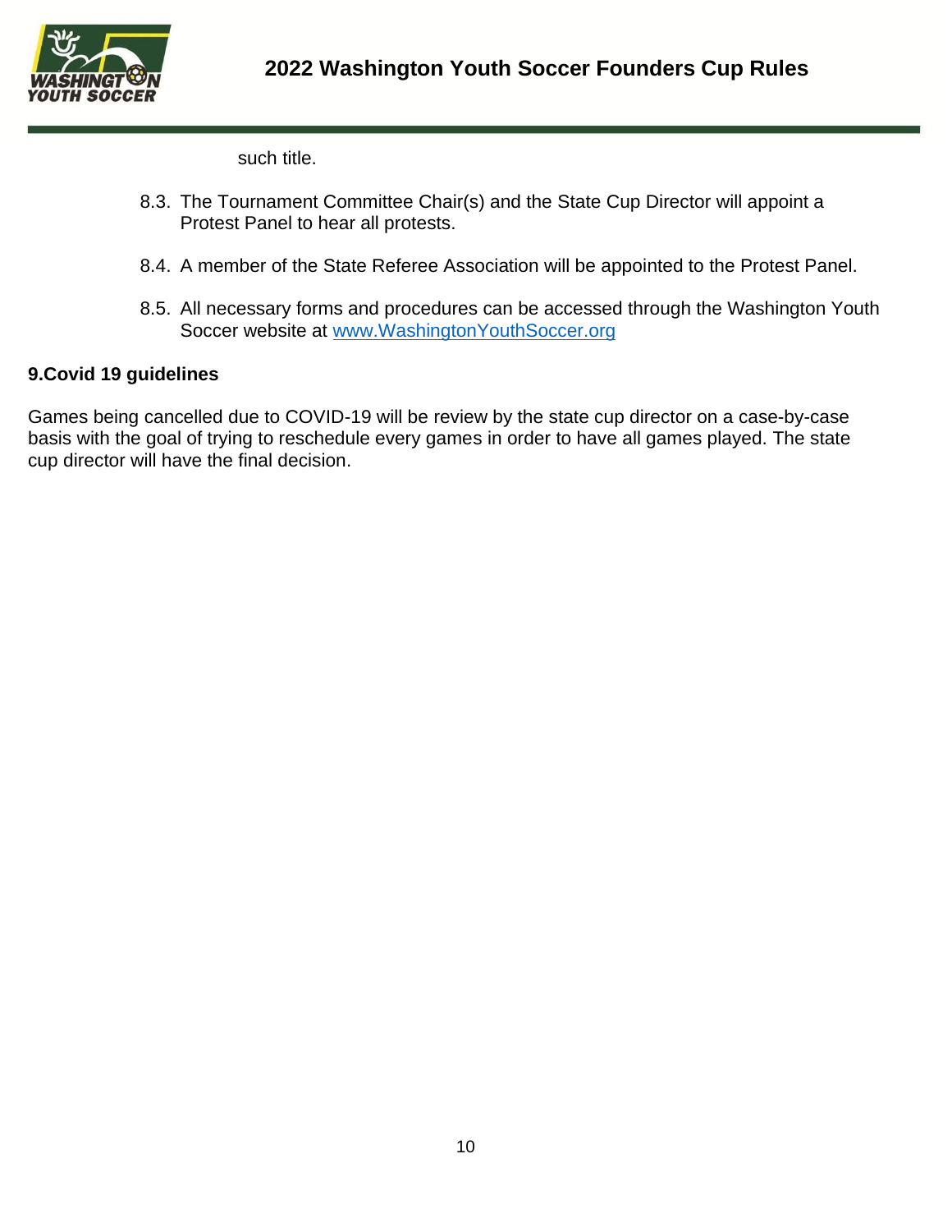such title.

8.3. The Tournament Committee Chair(s) and the State Cup Director will appoint a Protest Panel to hear all protests.

8.4. A member of the State Referee Association will be appointed to the Protest Panel.

8.5. All necessary forms and procedures can be accessed through the Washington Youth Soccer website at www.WashingtonYouthSoccer.org

**9.Covid 19 guidelines**

Games being cancelled due to COVID-19 will be review by the state cup director on a case-by-case basis with the goal of trying to reschedule every games in order to have all games played. The state cup director will have the final decision.